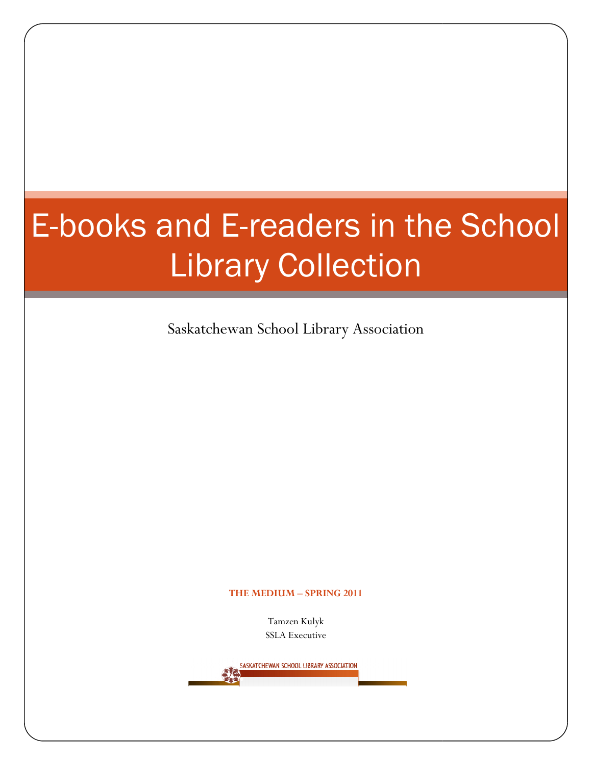# E-books and E-readers in the School Library Collection

Saskatchewan School Library Association

**THE MEDIUM – SPRING 2011**

Tamzen Kulyk
SSLA Executive

SASKATCHEWAN SCHOOL LIBRARY ASSOCIATION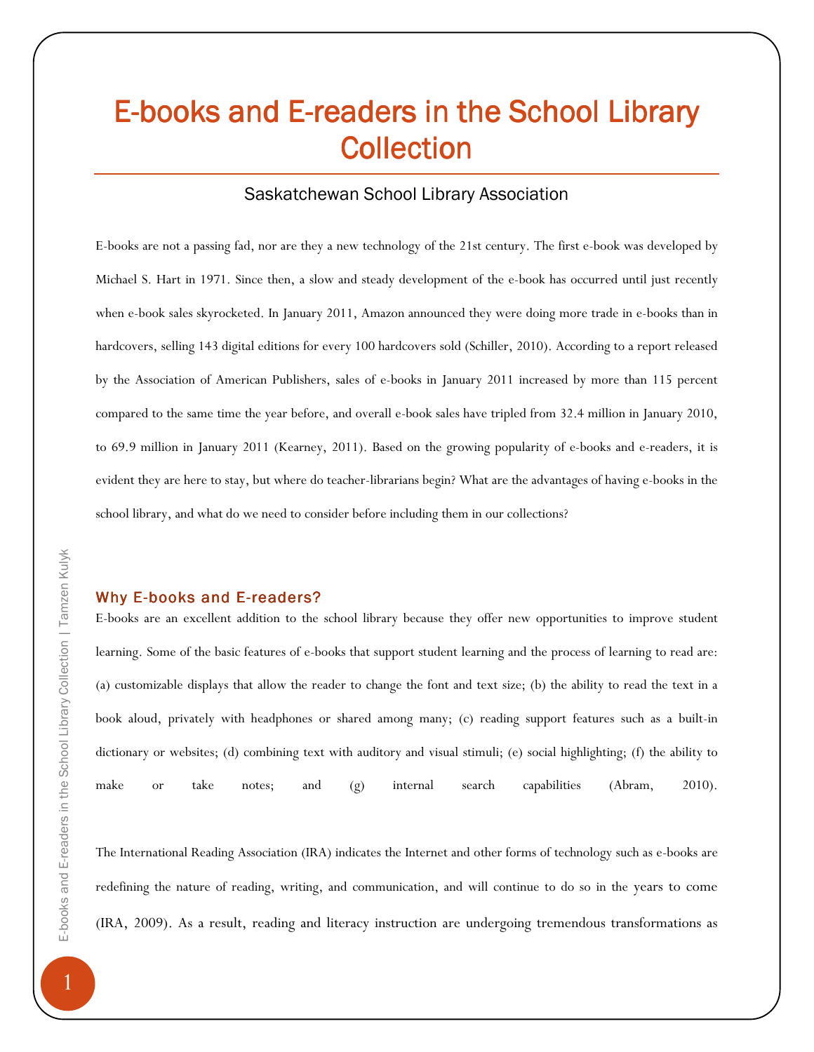# E-books and E-readers in the School Library Collection

Saskatchewan School Library Association

E-books are not a passing fad, nor are they a new technology of the 21st century. The first e-book was developed by Michael S. Hart in 1971. Since then, a slow and steady development of the e-book has occurred until just recently when e-book sales skyrocketed. In January 2011, Amazon announced they were doing more trade in e-books than in hardcovers, selling 143 digital editions for every 100 hardcovers sold (Schiller, 2010). According to a report released by the Association of American Publishers, sales of e-books in January 2011 increased by more than 115 percent compared to the same time the year before, and overall e-book sales have tripled from 32.4 million in January 2010, to 69.9 million in January 2011 (Kearney, 2011). Based on the growing popularity of e-books and e-readers, it is evident they are here to stay, but where do teacher-librarians begin? What are the advantages of having e-books in the school library, and what do we need to consider before including them in our collections?

## Why E-books and E-readers?

E-books are an excellent addition to the school library because they offer new opportunities to improve student learning. Some of the basic features of e-books that support student learning and the process of learning to read are: (a) customizable displays that allow the reader to change the font and text size; (b) the ability to read the text in a book aloud, privately with headphones or shared among many; (c) reading support features such as a built-in dictionary or websites; (d) combining text with auditory and visual stimuli; (e) social highlighting; (f) the ability to make or take notes; and (g) internal search capabilities (Abram, 2010).

The International Reading Association (IRA) indicates the Internet and other forms of technology such as e-books are redefining the nature of reading, writing, and communication, and will continue to do so in the years to come (IRA, 2009). As a result, reading and literacy instruction are undergoing tremendous transformations as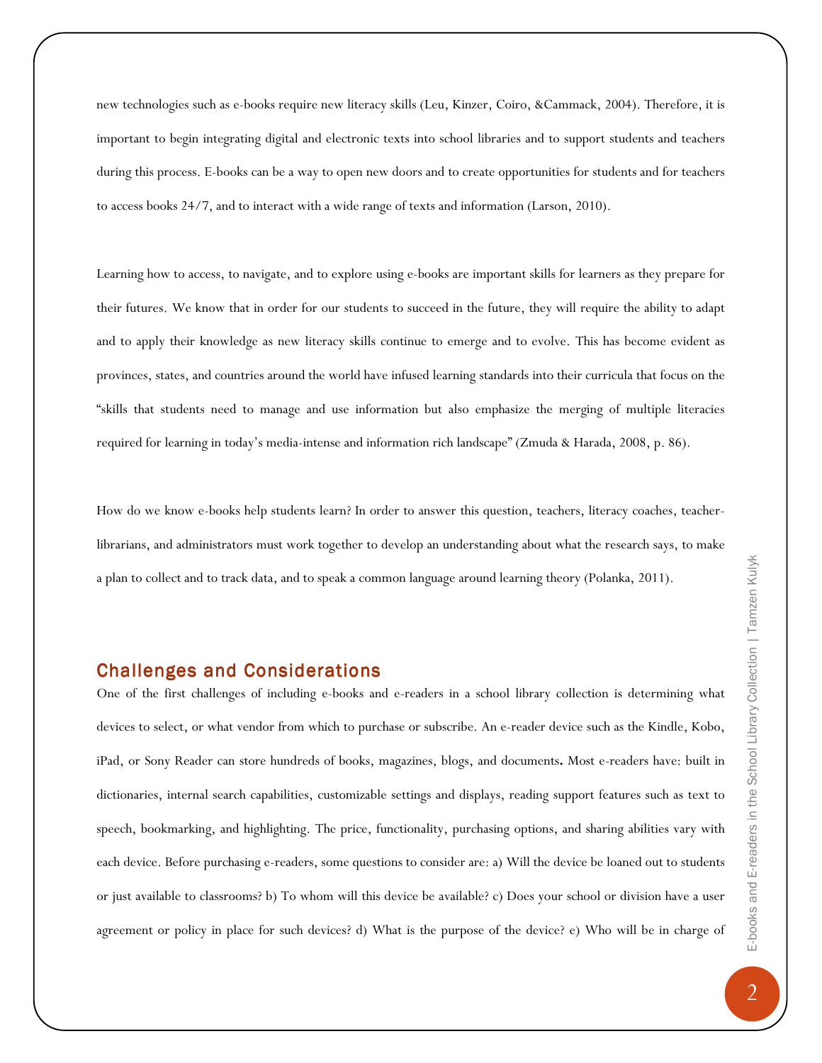new technologies such as e-books require new literacy skills (Leu, Kinzer, Coiro, &Cammack, 2004). Therefore, it is important to begin integrating digital and electronic texts into school libraries and to support students and teachers during this process. E-books can be a way to open new doors and to create opportunities for students and for teachers to access books 24/7, and to interact with a wide range of texts and information (Larson, 2010).

Learning how to access, to navigate, and to explore using e-books are important skills for learners as they prepare for their futures. We know that in order for our students to succeed in the future, they will require the ability to adapt and to apply their knowledge as new literacy skills continue to emerge and to evolve. This has become evident as provinces, states, and countries around the world have infused learning standards into their curricula that focus on the "skills that students need to manage and use information but also emphasize the merging of multiple literacies required for learning in today's media-intense and information rich landscape" (Zmuda & Harada, 2008, p. 86).

How do we know e-books help students learn? In order to answer this question, teachers, literacy coaches, teacher-librarians, and administrators must work together to develop an understanding about what the research says, to make a plan to collect and to track data, and to speak a common language around learning theory (Polanka, 2011).

## Challenges and Considerations

One of the first challenges of including e-books and e-readers in a school library collection is determining what devices to select, or what vendor from which to purchase or subscribe. An e-reader device such as the Kindle, Kobo, iPad, or Sony Reader can store hundreds of books, magazines, blogs, and documents**.** Most e-readers have: built in dictionaries, internal search capabilities, customizable settings and displays, reading support features such as text to speech, bookmarking, and highlighting. The price, functionality, purchasing options, and sharing abilities vary with each device. Before purchasing e-readers, some questions to consider are: a) Will the device be loaned out to students or just available to classrooms? b) To whom will this device be available? c) Does your school or division have a user agreement or policy in place for such devices? d) What is the purpose of the device? e) Who will be in charge of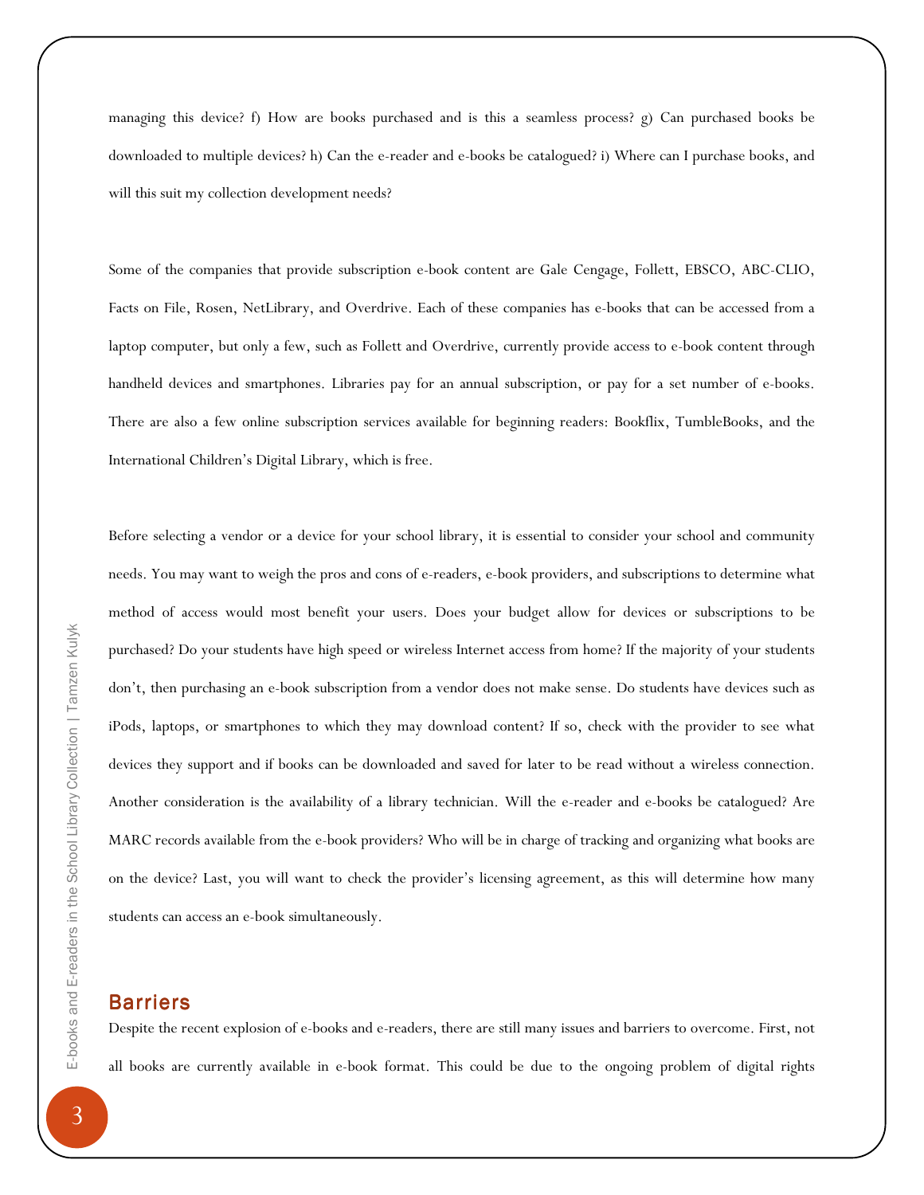managing this device? f) How are books purchased and is this a seamless process? g) Can purchased books be downloaded to multiple devices? h) Can the e-reader and e-books be catalogued? i) Where can I purchase books, and will this suit my collection development needs?

Some of the companies that provide subscription e-book content are Gale Cengage, Follett, EBSCO, ABC-CLIO, Facts on File, Rosen, NetLibrary, and Overdrive. Each of these companies has e-books that can be accessed from a laptop computer, but only a few, such as Follett and Overdrive, currently provide access to e-book content through handheld devices and smartphones. Libraries pay for an annual subscription, or pay for a set number of e-books. There are also a few online subscription services available for beginning readers: Bookflix, TumbleBooks, and the International Children's Digital Library, which is free.

Before selecting a vendor or a device for your school library, it is essential to consider your school and community needs. You may want to weigh the pros and cons of e-readers, e-book providers, and subscriptions to determine what method of access would most benefit your users. Does your budget allow for devices or subscriptions to be purchased? Do your students have high speed or wireless Internet access from home? If the majority of your students don't, then purchasing an e-book subscription from a vendor does not make sense. Do students have devices such as iPods, laptops, or smartphones to which they may download content? If so, check with the provider to see what devices they support and if books can be downloaded and saved for later to be read without a wireless connection. Another consideration is the availability of a library technician. Will the e-reader and e-books be catalogued? Are MARC records available from the e-book providers? Who will be in charge of tracking and organizing what books are on the device? Last, you will want to check the provider's licensing agreement, as this will determine how many students can access an e-book simultaneously.

## Barriers

Despite the recent explosion of e-books and e-readers, there are still many issues and barriers to overcome. First, not all books are currently available in e-book format. This could be due to the ongoing problem of digital rights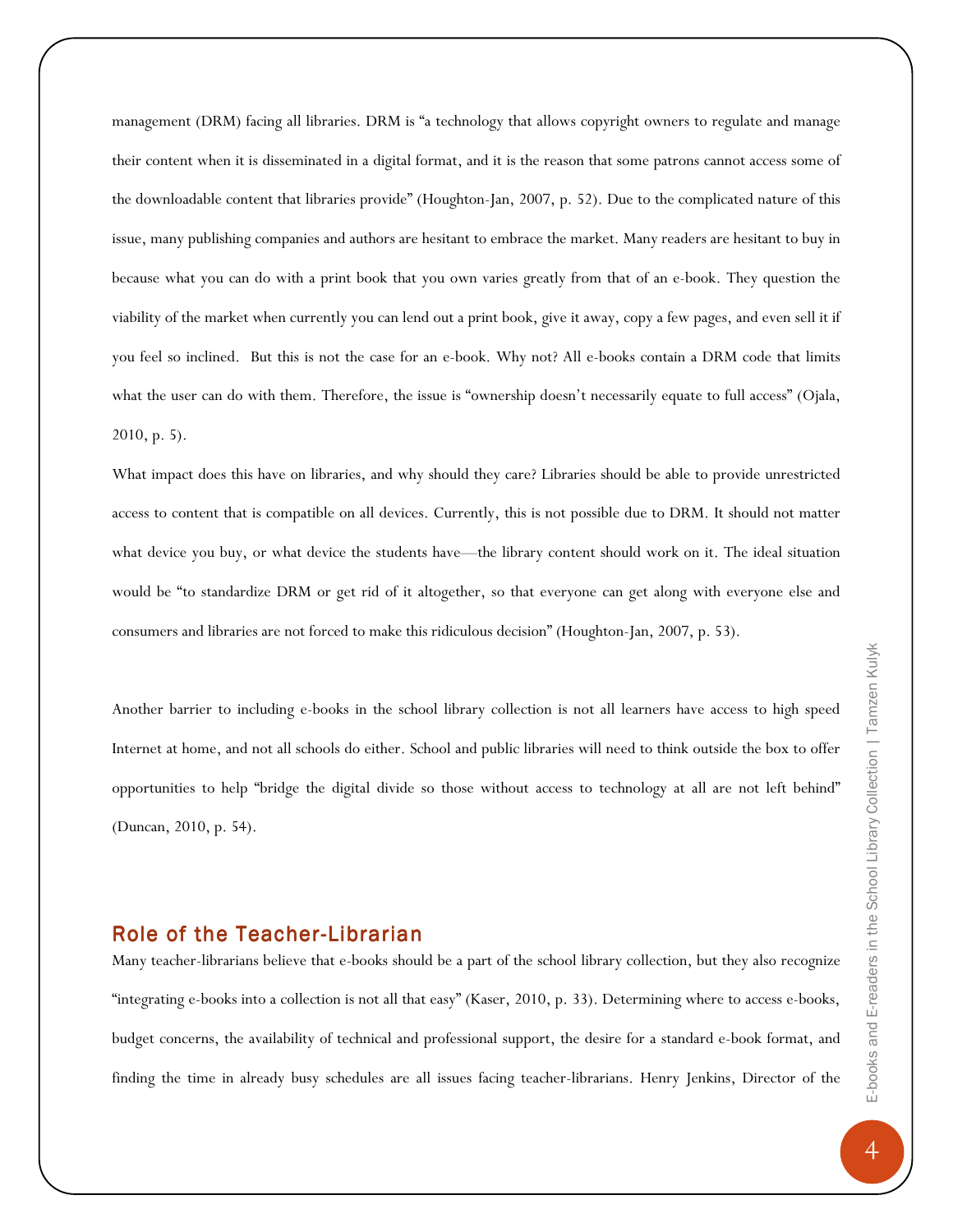management (DRM) facing all libraries. DRM is "a technology that allows copyright owners to regulate and manage their content when it is disseminated in a digital format, and it is the reason that some patrons cannot access some of the downloadable content that libraries provide" (Houghton-Jan, 2007, p. 52). Due to the complicated nature of this issue, many publishing companies and authors are hesitant to embrace the market. Many readers are hesitant to buy in because what you can do with a print book that you own varies greatly from that of an e-book. They question the viability of the market when currently you can lend out a print book, give it away, copy a few pages, and even sell it if you feel so inclined. But this is not the case for an e-book. Why not? All e-books contain a DRM code that limits what the user can do with them. Therefore, the issue is "ownership doesn't necessarily equate to full access" (Ojala, 2010, p. 5).

What impact does this have on libraries, and why should they care? Libraries should be able to provide unrestricted access to content that is compatible on all devices. Currently, this is not possible due to DRM. It should not matter what device you buy, or what device the students have—the library content should work on it. The ideal situation would be "to standardize DRM or get rid of it altogether, so that everyone can get along with everyone else and consumers and libraries are not forced to make this ridiculous decision" (Houghton-Jan, 2007, p. 53).

Another barrier to including e-books in the school library collection is not all learners have access to high speed Internet at home, and not all schools do either. School and public libraries will need to think outside the box to offer opportunities to help "bridge the digital divide so those without access to technology at all are not left behind" (Duncan, 2010, p. 54).

## Role of the Teacher-Librarian

Many teacher-librarians believe that e-books should be a part of the school library collection, but they also recognize "integrating e-books into a collection is not all that easy" (Kaser, 2010, p. 33). Determining where to access e-books, budget concerns, the availability of technical and professional support, the desire for a standard e-book format, and finding the time in already busy schedules are all issues facing teacher-librarians. Henry Jenkins, Director of the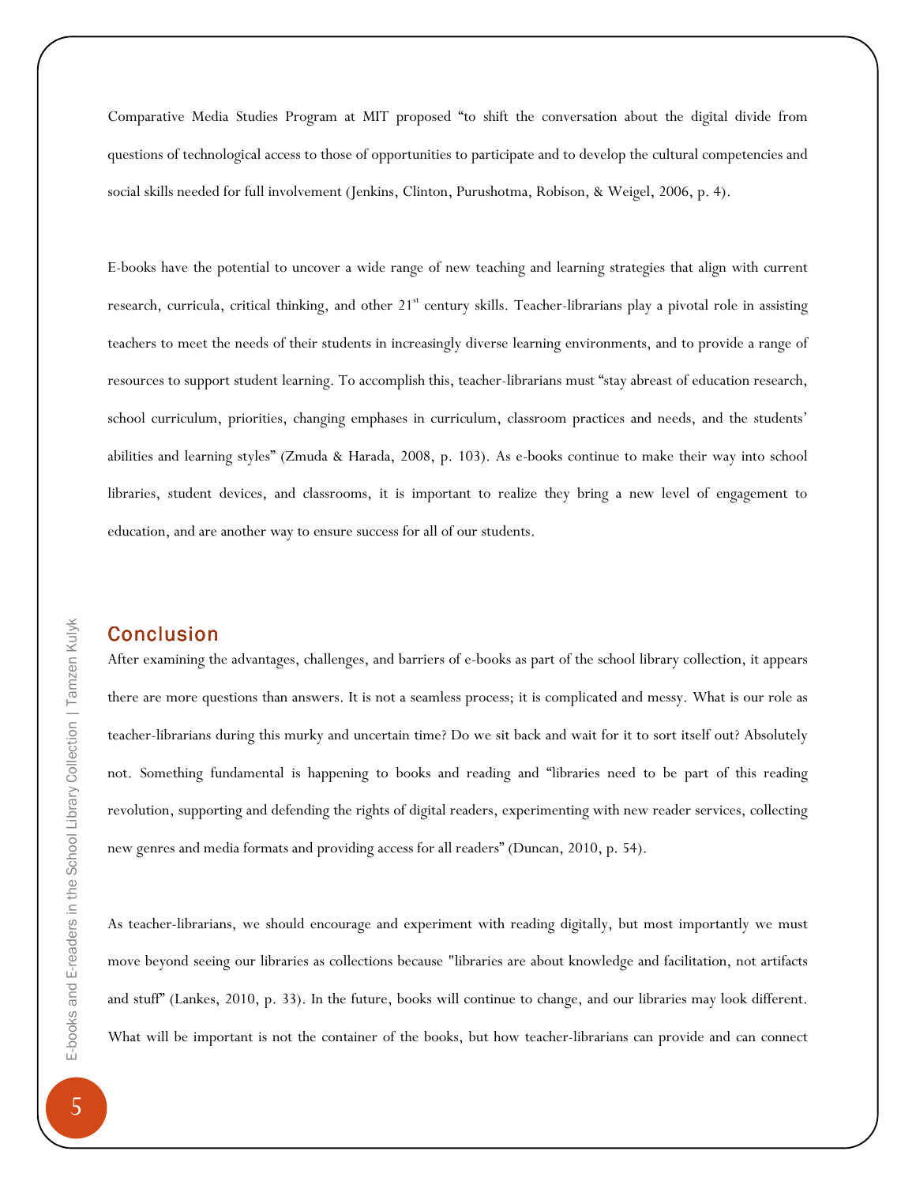Comparative Media Studies Program at MIT proposed "to shift the conversation about the digital divide from questions of technological access to those of opportunities to participate and to develop the cultural competencies and social skills needed for full involvement (Jenkins, Clinton, Purushotma, Robison, & Weigel, 2006, p. 4).

E-books have the potential to uncover a wide range of new teaching and learning strategies that align with current research, curricula, critical thinking, and other 21st century skills. Teacher-librarians play a pivotal role in assisting teachers to meet the needs of their students in increasingly diverse learning environments, and to provide a range of resources to support student learning. To accomplish this, teacher-librarians must "stay abreast of education research, school curriculum, priorities, changing emphases in curriculum, classroom practices and needs, and the students' abilities and learning styles" (Zmuda & Harada, 2008, p. 103). As e-books continue to make their way into school libraries, student devices, and classrooms, it is important to realize they bring a new level of engagement to education, and are another way to ensure success for all of our students.

## Conclusion

After examining the advantages, challenges, and barriers of e-books as part of the school library collection, it appears there are more questions than answers. It is not a seamless process; it is complicated and messy. What is our role as teacher-librarians during this murky and uncertain time? Do we sit back and wait for it to sort itself out? Absolutely not. Something fundamental is happening to books and reading and "libraries need to be part of this reading revolution, supporting and defending the rights of digital readers, experimenting with new reader services, collecting new genres and media formats and providing access for all readers" (Duncan, 2010, p. 54).

As teacher-librarians, we should encourage and experiment with reading digitally, but most importantly we must move beyond seeing our libraries as collections because "libraries are about knowledge and facilitation, not artifacts and stuff" (Lankes, 2010, p. 33). In the future, books will continue to change, and our libraries may look different. What will be important is not the container of the books, but how teacher-librarians can provide and can connect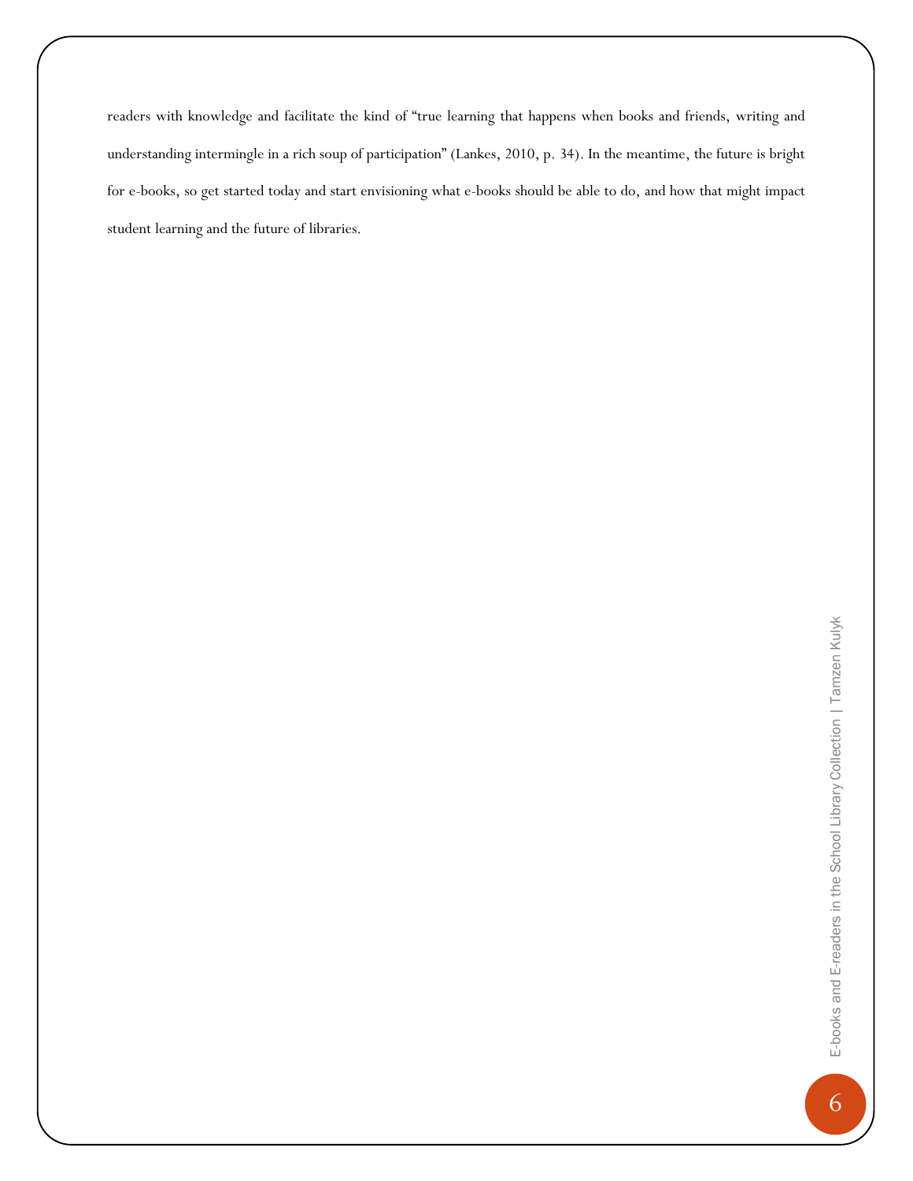readers with knowledge and facilitate the kind of "true learning that happens when books and friends, writing and understanding intermingle in a rich soup of participation" (Lankes, 2010, p. 34). In the meantime, the future is bright for e-books, so get started today and start envisioning what e-books should be able to do, and how that might impact student learning and the future of libraries.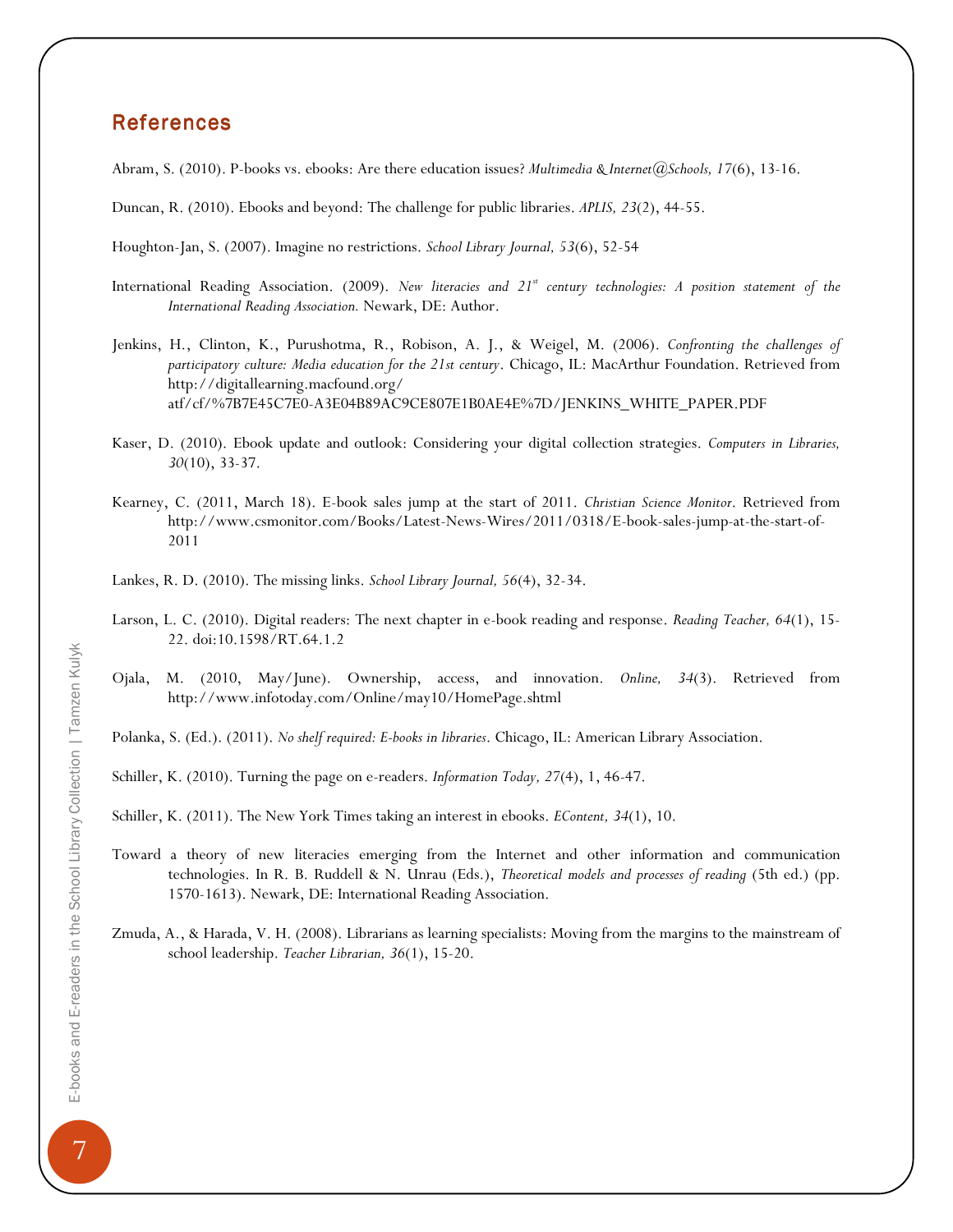## References

Abram, S. (2010). P-books vs. ebooks: Are there education issues? *Multimedia & Internet@Schools, 17*(6), 13-16.

Duncan, R. (2010). Ebooks and beyond: The challenge for public libraries. *APLIS, 23*(2), 44-55.

Houghton-Jan, S. (2007). Imagine no restrictions. *School Library Journal, 53*(6), 52-54

International Reading Association. (2009). *New literacies and 21st century technologies: A position statement of the International Reading Association.* Newark, DE: Author.

Jenkins, H., Clinton, K., Purushotma, R., Robison, A. J., & Weigel, M. (2006). *Confronting the challenges of participatory culture: Media education for the 21st century*. Chicago, IL: MacArthur Foundation. Retrieved from http://digitallearning.macfound.org/atf/cf/%7B7E45C7E0-A3E04B89AC9CE807E1B0AE4E%7D/JENKINS_WHITE_PAPER.PDF

Kaser, D. (2010). Ebook update and outlook: Considering your digital collection strategies. *Computers in Libraries, 30*(10), 33-37.

Kearney, C. (2011, March 18). E-book sales jump at the start of 2011. *Christian Science Monitor*. Retrieved from http://www.csmonitor.com/Books/Latest-News-Wires/2011/0318/E-book-sales-jump-at-the-start-of-2011

Lankes, R. D. (2010). The missing links. *School Library Journal, 56*(4), 32-34.

Larson, L. C. (2010). Digital readers: The next chapter in e-book reading and response. *Reading Teacher, 64*(1), 15-22. doi:10.1598/RT.64.1.2

Ojala, M. (2010, May/June). Ownership, access, and innovation. *Online, 34*(3). Retrieved from http://www.infotoday.com/Online/may10/HomePage.shtml

Polanka, S. (Ed.). (2011). *No shelf required: E-books in libraries*. Chicago, IL: American Library Association.

Schiller, K. (2010). Turning the page on e-readers. *Information Today, 27*(4), 1, 46-47.

Schiller, K. (2011). The New York Times taking an interest in ebooks. *EContent, 34*(1), 10.

Toward a theory of new literacies emerging from the Internet and other information and communication technologies. In R. B. Ruddell & N. Unrau (Eds.), *Theoretical models and processes of reading* (5th ed.) (pp. 1570-1613). Newark, DE: International Reading Association.

Zmuda, A., & Harada, V. H. (2008). Librarians as learning specialists: Moving from the margins to the mainstream of school leadership. *Teacher Librarian, 36*(1), 15-20.